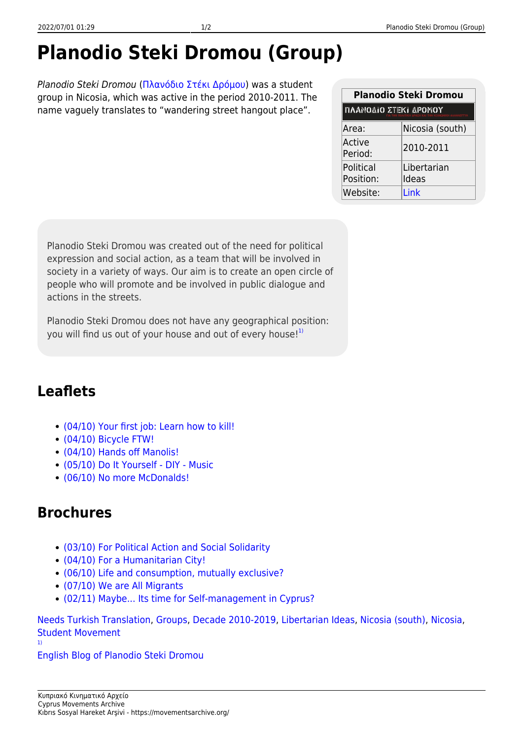# Planodio Steki Dromou (Group)

*Planodio Steki Dromou* (Πλανόδιο Στέκι Δρόμου) was a student group in Nicosia, which was active in the period 2010-2011. The name vaguely translates to "wandering street hangout place".

| Planodio Steki Dromou | |
|---|---|
| ΠΛΑΝΟΔΙΟ ΣΤΕΚΙ ΔΡΟΜΟΥ | |
| Area: | Nicosia (south) |
| Active Period: | 2010-2011 |
| Political Position: | Libertarian Ideas |
| Website: | Link |

Planodio Steki Dromou was created out of the need for political expression and social action, as a team that will be involved in society in a variety of ways. Our aim is to create an open circle of people who will promote and be involved in public dialogue and actions in the streets.

Planodio Steki Dromou does not have any geographical position: you will find us out of your house and out of every house![1]

## Leaflets

- (04/10) Your first job: Learn how to kill!
- (04/10) Bicycle FTW!
- (04/10) Hands off Manolis!
- (05/10) Do It Yourself - DIY - Music
- (06/10) No more McDonalds!

## Brochures

- (03/10) For Political Action and Social Solidarity
- (04/10) For a Humanitarian City!
- (06/10) Life and consumption, mutually exclusive?
- (07/10) We are All Migrants
- (02/11) Maybe... Its time for Self-management in Cyprus?

Needs Turkish Translation, Groups, Decade 2010-2019, Libertarian Ideas, Nicosia (south), Nicosia, Student Movement

[1] English Blog of Planodio Steki Dromou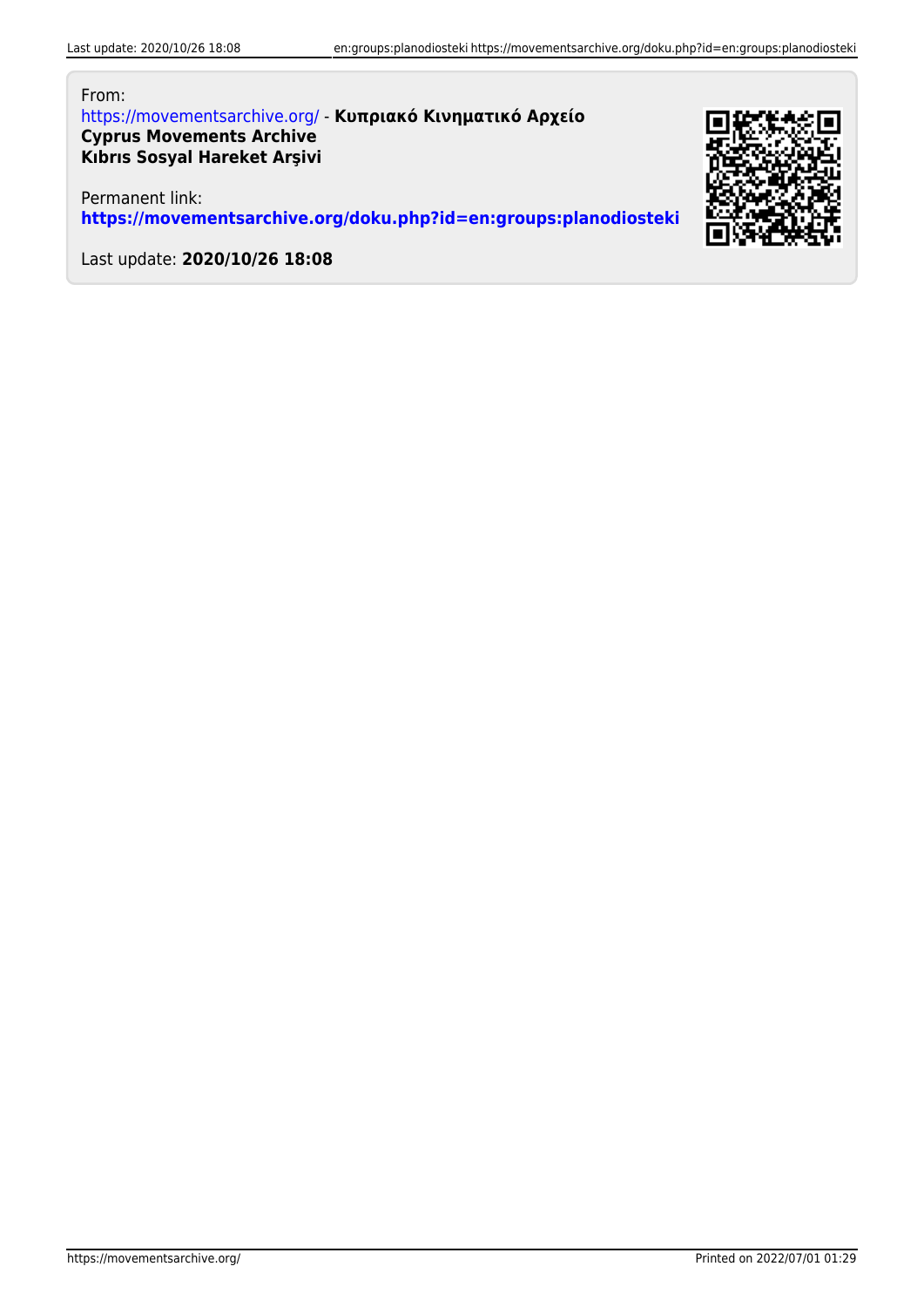From:
https://movementsarchive.org/ - **Κυπριακό Κινηματικό Αρχείο**
**Cyprus Movements Archive**
**Kıbrıs Sosyal Hareket Arşivi**

Permanent link:
**https://movementsarchive.org/doku.php?id=en:groups:planodiosteki**

Last update: **2020/10/26 18:08**